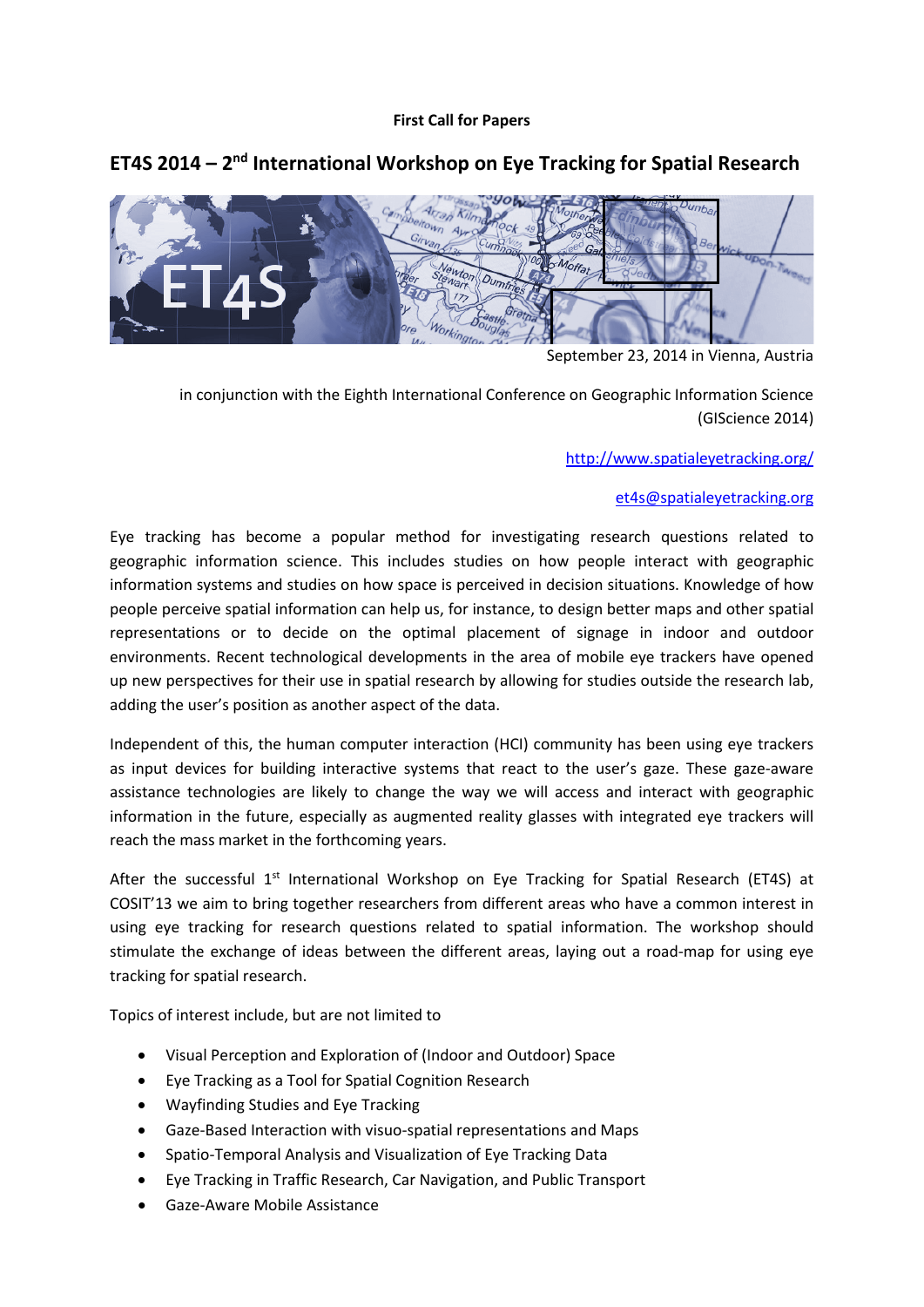**First Call for Papers**

# ET4S 2014 – 2nd International Workshop on Eye Tracking for Spatial Research

September 23, 2014 in Vienna, Austria

in conjunction with the Eighth International Conference on Geographic Information Science (GIScience 2014)

http://www.spatialeyetracking.org/

et4s@spatialeyetracking.org

Eye tracking has become a popular method for investigating research questions related to geographic information science. This includes studies on how people interact with geographic information systems and studies on how space is perceived in decision situations. Knowledge of how people perceive spatial information can help us, for instance, to design better maps and other spatial representations or to decide on the optimal placement of signage in indoor and outdoor environments. Recent technological developments in the area of mobile eye trackers have opened up new perspectives for their use in spatial research by allowing for studies outside the research lab, adding the user's position as another aspect of the data.

Independent of this, the human computer interaction (HCI) community has been using eye trackers as input devices for building interactive systems that react to the user's gaze. These gaze-aware assistance technologies are likely to change the way we will access and interact with geographic information in the future, especially as augmented reality glasses with integrated eye trackers will reach the mass market in the forthcoming years.

After the successful 1st International Workshop on Eye Tracking for Spatial Research (ET4S) at COSIT'13 we aim to bring together researchers from different areas who have a common interest in using eye tracking for research questions related to spatial information. The workshop should stimulate the exchange of ideas between the different areas, laying out a road-map for using eye tracking for spatial research.

Topics of interest include, but are not limited to

- Visual Perception and Exploration of (Indoor and Outdoor) Space
- Eye Tracking as a Tool for Spatial Cognition Research
- Wayfinding Studies and Eye Tracking
- Gaze-Based Interaction with visuo-spatial representations and Maps
- Spatio-Temporal Analysis and Visualization of Eye Tracking Data
- Eye Tracking in Traffic Research, Car Navigation, and Public Transport
- Gaze-Aware Mobile Assistance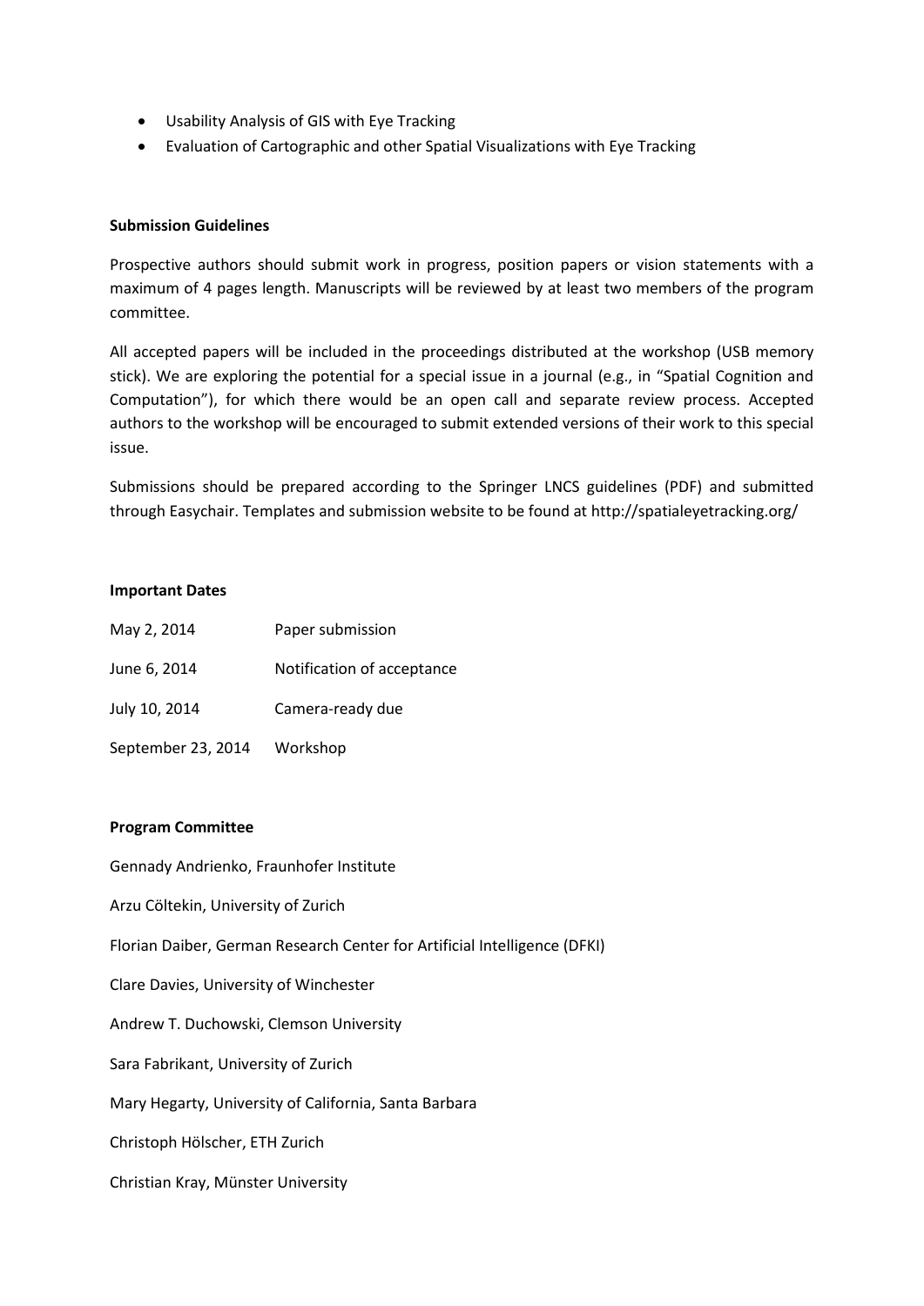- Usability Analysis of GIS with Eye Tracking
- Evaluation of Cartographic and other Spatial Visualizations with Eye Tracking

**Submission Guidelines**

Prospective authors should submit work in progress, position papers or vision statements with a maximum of 4 pages length. Manuscripts will be reviewed by at least two members of the program committee.

All accepted papers will be included in the proceedings distributed at the workshop (USB memory stick). We are exploring the potential for a special issue in a journal (e.g., in "Spatial Cognition and Computation"), for which there would be an open call and separate review process. Accepted authors to the workshop will be encouraged to submit extended versions of their work to this special issue.

Submissions should be prepared according to the Springer LNCS guidelines (PDF) and submitted through Easychair. Templates and submission website to be found at http://spatialeyetracking.org/

**Important Dates**

| | |
|---|---|
| May 2, 2014 | Paper submission |
| June 6, 2014 | Notification of acceptance |
| July 10, 2014 | Camera-ready due |
| September 23, 2014 | Workshop |

**Program Committee**

Gennady Andrienko, Fraunhofer Institute

Arzu Cöltekin, University of Zurich

Florian Daiber, German Research Center for Artificial Intelligence (DFKI)

Clare Davies, University of Winchester

Andrew T. Duchowski, Clemson University

Sara Fabrikant, University of Zurich

Mary Hegarty, University of California, Santa Barbara

Christoph Hölscher, ETH Zurich

Christian Kray, Münster University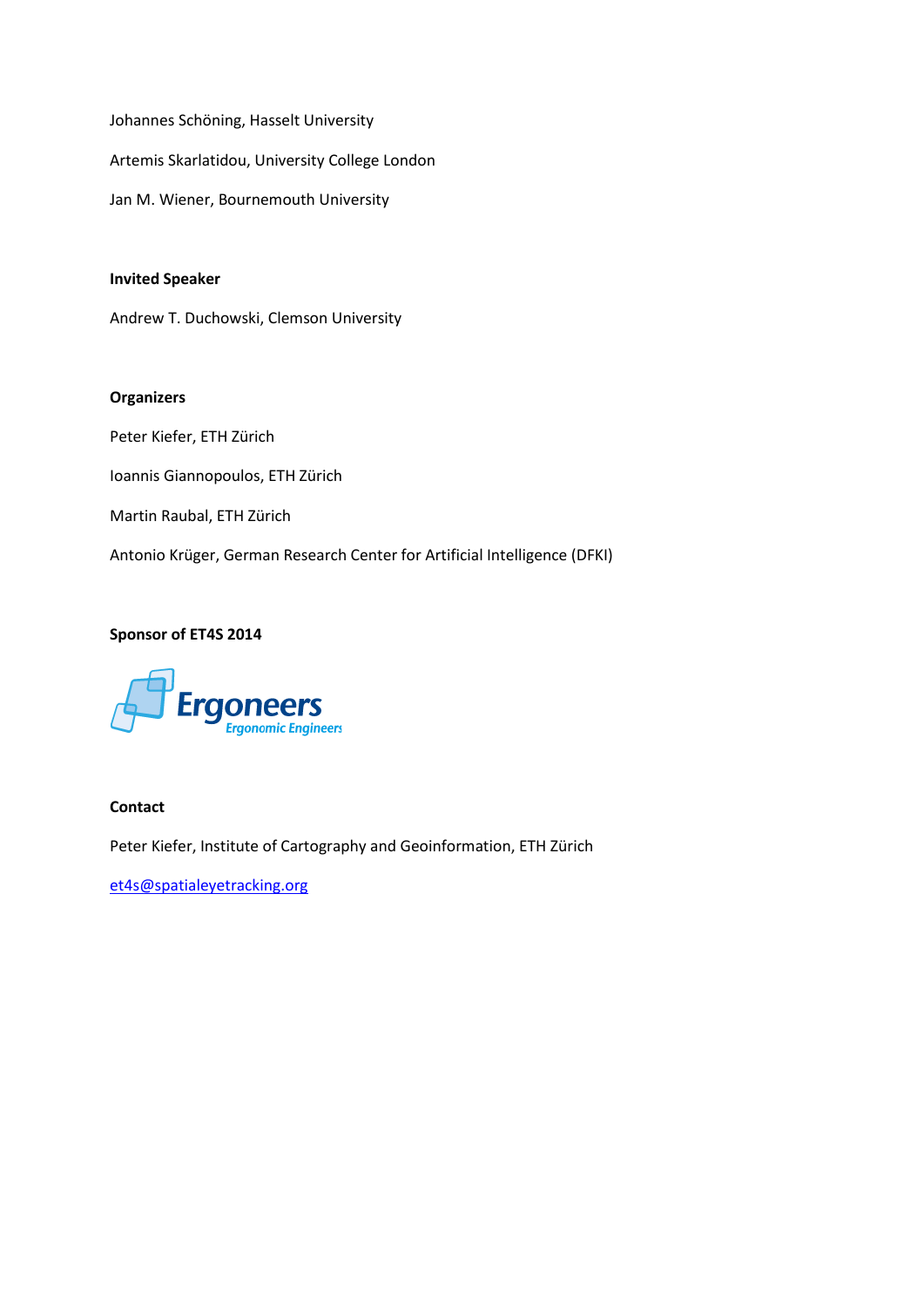Johannes Schöning, Hasselt University

Artemis Skarlatidou, University College London

Jan M. Wiener, Bournemouth University

**Invited Speaker**

Andrew T. Duchowski, Clemson University

**Organizers**

Peter Kiefer, ETH Zürich

Ioannis Giannopoulos, ETH Zürich

Martin Raubal, ETH Zürich

Antonio Krüger, German Research Center for Artificial Intelligence (DFKI)

**Sponsor of ET4S 2014**

Ergoneers
Ergonomic Engineers

**Contact**

Peter Kiefer, Institute of Cartography and Geoinformation, ETH Zürich

et4s@spatialeyetracking.org